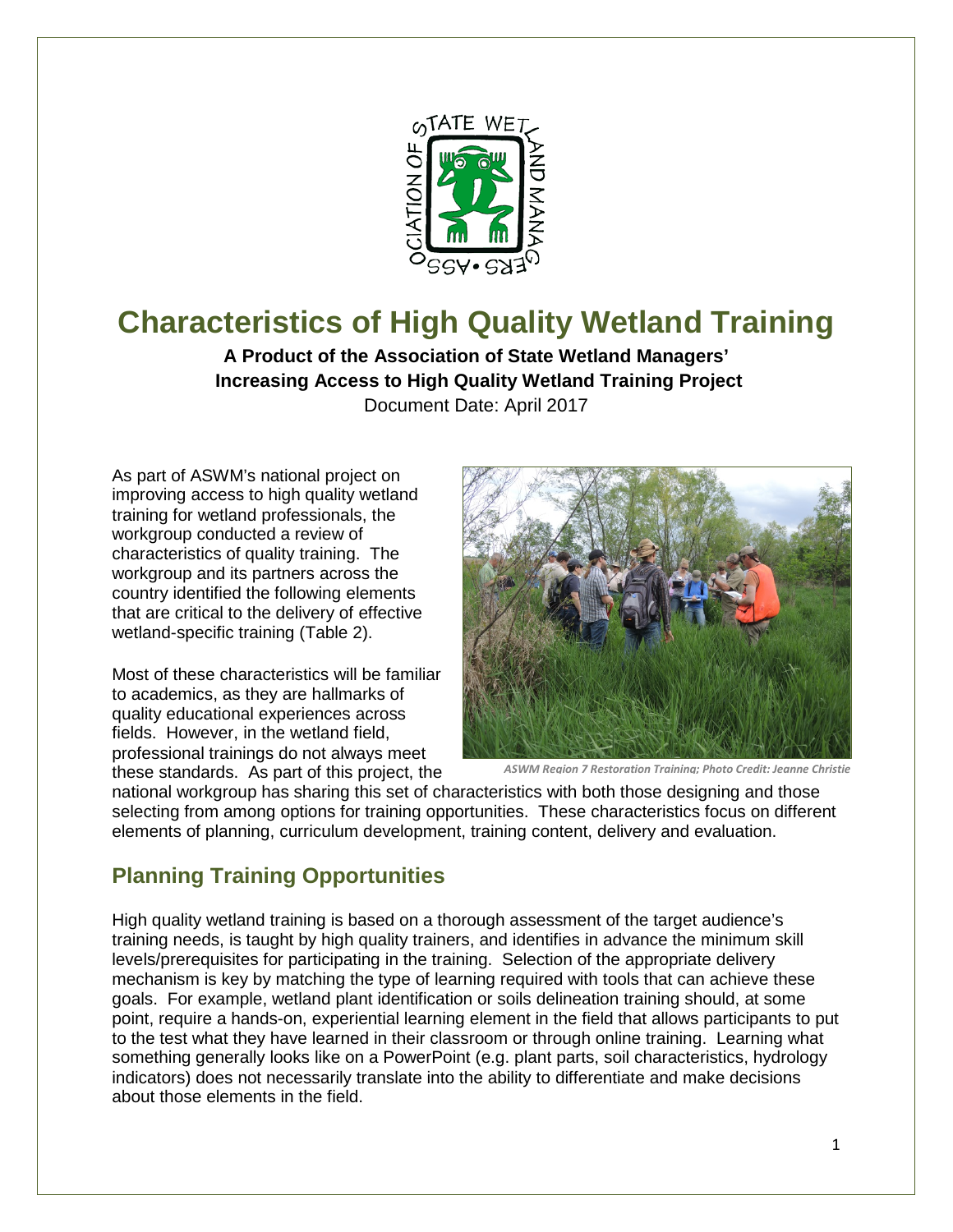# Characteristics of High Quality Wetland Training

**A Product of the Association of State Wetland Managers' Increasing Access to High Quality Wetland Training Project**

Document Date: April 2017

As part of ASWM's national project on improving access to high quality wetland training for wetland professionals, the workgroup conducted a review of characteristics of quality training. The workgroup and its partners across the country identified the following elements that are critical to the delivery of effective wetland-specific training (Table 2).

Most of these characteristics will be familiar to academics, as they are hallmarks of quality educational experiences across fields. However, in the wetland field, professional trainings do not always meet these standards. As part of this project, the national workgroup has sharing this set of characteristics with both those designing and those selecting from among options for training opportunities. These characteristics focus on different elements of planning, curriculum development, training content, delivery and evaluation.

*ASWM Region 7 Restoration Training; Photo Credit: Jeanne Christie*

## Planning Training Opportunities

High quality wetland training is based on a thorough assessment of the target audience's training needs, is taught by high quality trainers, and identifies in advance the minimum skill levels/prerequisites for participating in the training. Selection of the appropriate delivery mechanism is key by matching the type of learning required with tools that can achieve these goals. For example, wetland plant identification or soils delineation training should, at some point, require a hands-on, experiential learning element in the field that allows participants to put to the test what they have learned in their classroom or through online training. Learning what something generally looks like on a PowerPoint (e.g. plant parts, soil characteristics, hydrology indicators) does not necessarily translate into the ability to differentiate and make decisions about those elements in the field.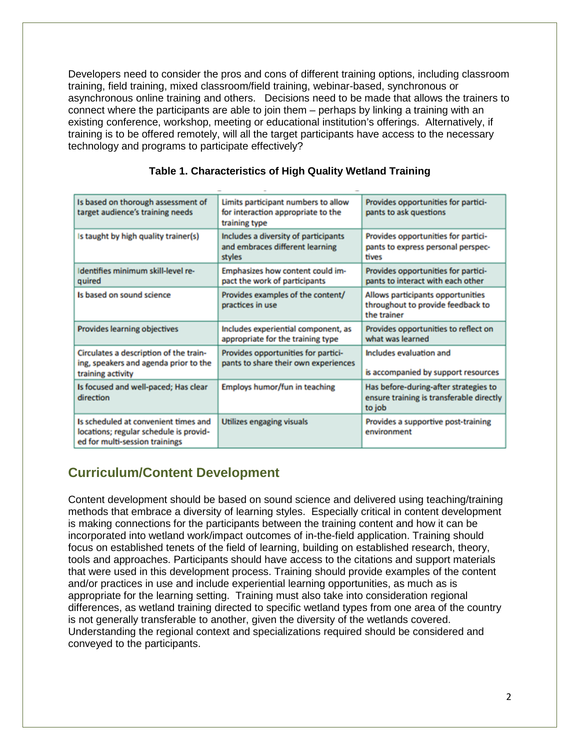Developers need to consider the pros and cons of different training options, including classroom training, field training, mixed classroom/field training, webinar-based, synchronous or asynchronous online training and others. Decisions need to be made that allows the trainers to connect where the participants are able to join them – perhaps by linking a training with an existing conference, workshop, meeting or educational institution's offerings. Alternatively, if training is to be offered remotely, will all the target participants have access to the necessary technology and programs to participate effectively?

**Table 1. Characteristics of High Quality Wetland Training**

| | | |
|---|---|---|
| Is based on thorough assessment of target audience's training needs | Limits participant numbers to allow for interaction appropriate to the training type | Provides opportunities for participants to ask questions |
| Is taught by high quality trainer(s) | Includes a diversity of participants and embraces different learning styles | Provides opportunities for participants to express personal perspectives |
| Identifies minimum skill-level required | Emphasizes how content could impact the work of participants | Provides opportunities for participants to interact with each other |
| Is based on sound science | Provides examples of the content/practices in use | Allows participants opportunities throughout to provide feedback to the trainer |
| Provides learning objectives | Includes experiential component, as appropriate for the training type | Provides opportunities to reflect on what was learned |
| Circulates a description of the training, speakers and agenda prior to the training activity | Provides opportunities for participants to share their own experiences | Includes evaluation and is accompanied by support resources |
| Is focused and well-paced; Has clear direction | Employs humor/fun in teaching | Has before-during-after strategies to ensure training is transferable directly to job |
| Is scheduled at convenient times and locations; regular schedule is provided for multi-session trainings | Utilizes engaging visuals | Provides a supportive post-training environment |

## Curriculum/Content Development

Content development should be based on sound science and delivered using teaching/training methods that embrace a diversity of learning styles. Especially critical in content development is making connections for the participants between the training content and how it can be incorporated into wetland work/impact outcomes of in-the-field application. Training should focus on established tenets of the field of learning, building on established research, theory, tools and approaches. Participants should have access to the citations and support materials that were used in this development process. Training should provide examples of the content and/or practices in use and include experiential learning opportunities, as much as is appropriate for the learning setting. Training must also take into consideration regional differences, as wetland training directed to specific wetland types from one area of the country is not generally transferable to another, given the diversity of the wetlands covered. Understanding the regional context and specializations required should be considered and conveyed to the participants.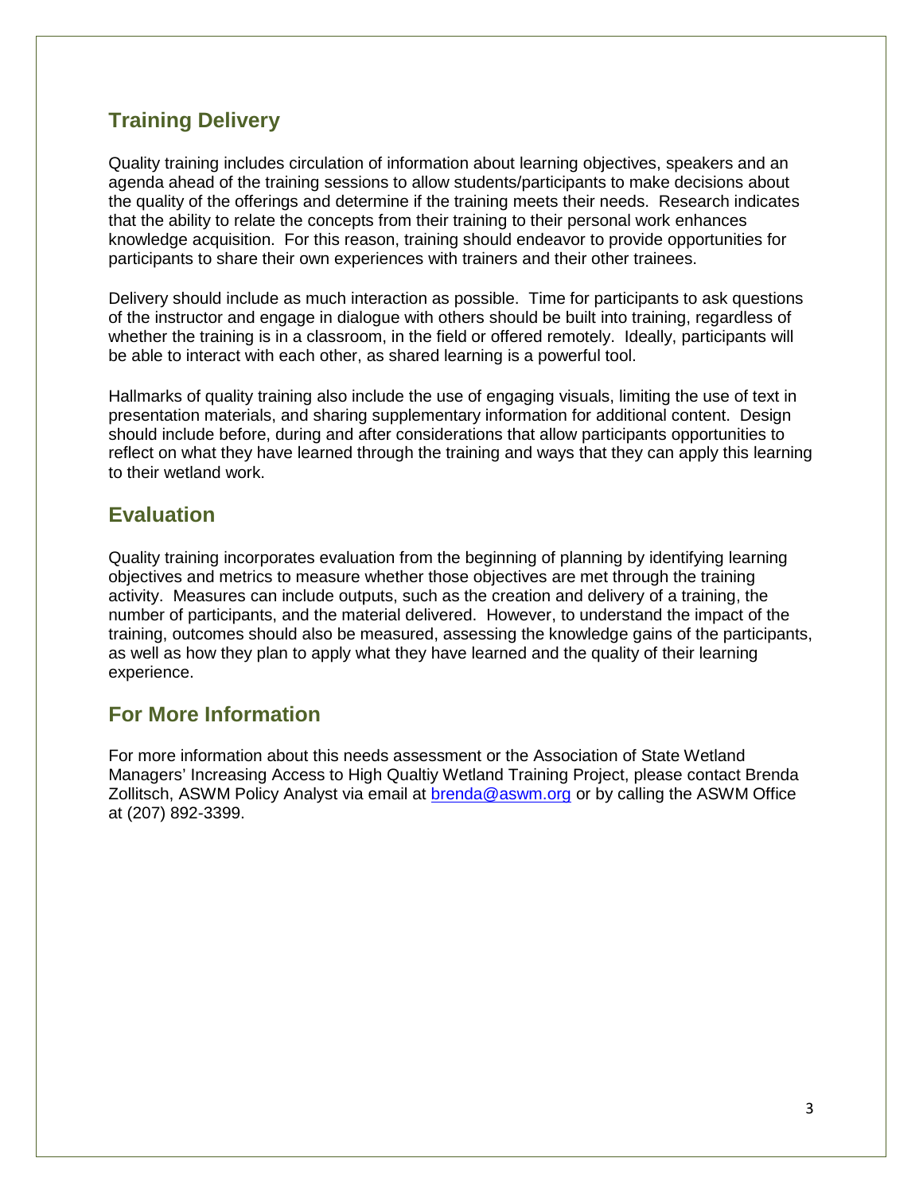## Training Delivery

Quality training includes circulation of information about learning objectives, speakers and an agenda ahead of the training sessions to allow students/participants to make decisions about the quality of the offerings and determine if the training meets their needs. Research indicates that the ability to relate the concepts from their training to their personal work enhances knowledge acquisition. For this reason, training should endeavor to provide opportunities for participants to share their own experiences with trainers and their other trainees.

Delivery should include as much interaction as possible. Time for participants to ask questions of the instructor and engage in dialogue with others should be built into training, regardless of whether the training is in a classroom, in the field or offered remotely. Ideally, participants will be able to interact with each other, as shared learning is a powerful tool.

Hallmarks of quality training also include the use of engaging visuals, limiting the use of text in presentation materials, and sharing supplementary information for additional content. Design should include before, during and after considerations that allow participants opportunities to reflect on what they have learned through the training and ways that they can apply this learning to their wetland work.

## Evaluation

Quality training incorporates evaluation from the beginning of planning by identifying learning objectives and metrics to measure whether those objectives are met through the training activity. Measures can include outputs, such as the creation and delivery of a training, the number of participants, and the material delivered. However, to understand the impact of the training, outcomes should also be measured, assessing the knowledge gains of the participants, as well as how they plan to apply what they have learned and the quality of their learning experience.

## For More Information

For more information about this needs assessment or the Association of State Wetland Managers' Increasing Access to High Qualtiy Wetland Training Project, please contact Brenda Zollitsch, ASWM Policy Analyst via email at brenda@aswm.org or by calling the ASWM Office at (207) 892-3399.